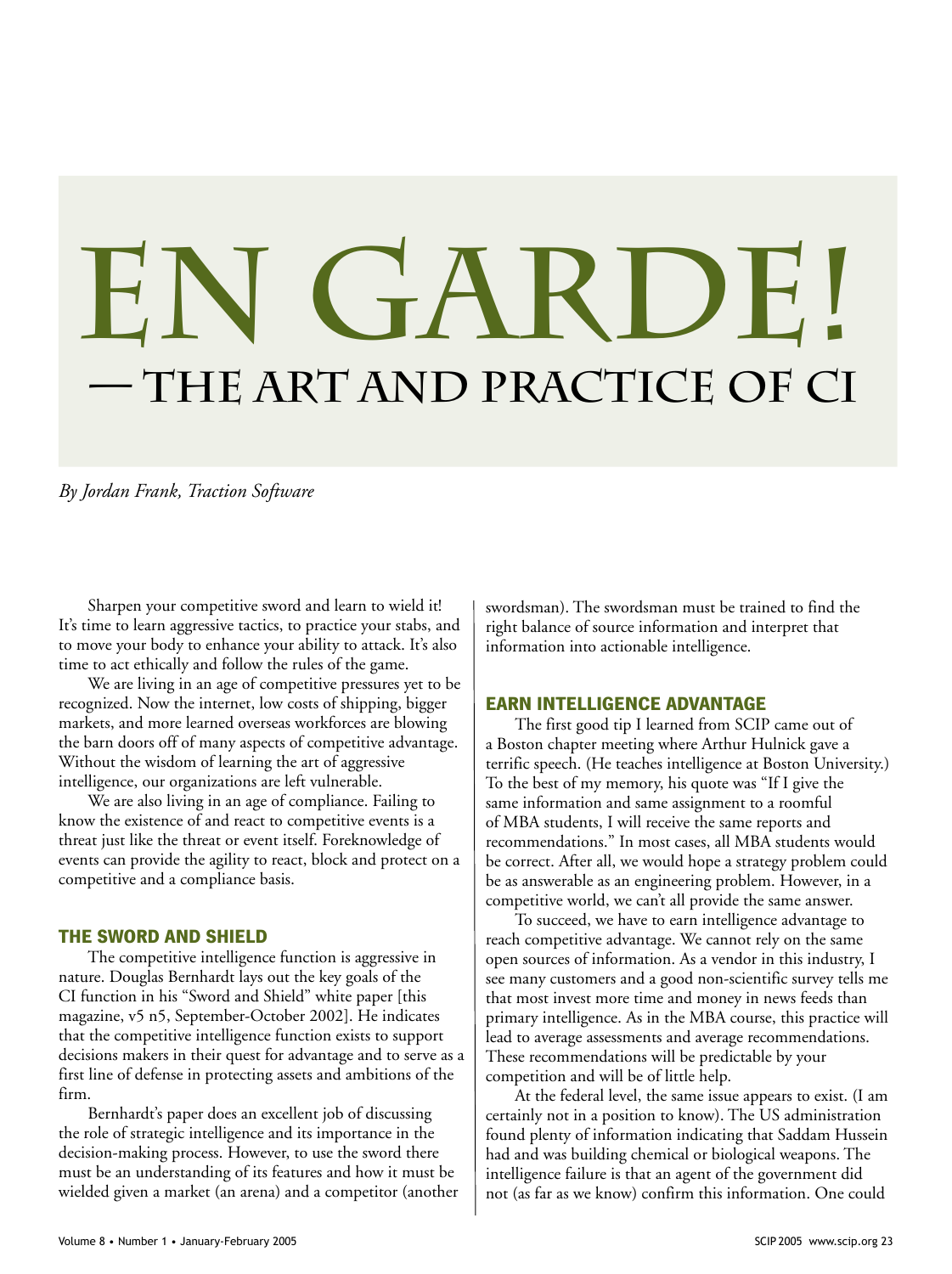# EN GARDE!

## — THE ART AND PRACTICE OF CI

*By Jordan Frank, Traction Software*

Sharpen your competitive sword and learn to wield it! It's time to learn aggressive tactics, to practice your stabs, and to move your body to enhance your ability to attack. It's also time to act ethically and follow the rules of the game.

We are living in an age of competitive pressures yet to be recognized. Now the internet, low costs of shipping, bigger markets, and more learned overseas workforces are blowing the barn doors off of many aspects of competitive advantage. Without the wisdom of learning the art of aggressive intelligence, our organizations are left vulnerable.

We are also living in an age of compliance. Failing to know the existence of and react to competitive events is a threat just like the threat or event itself. Foreknowledge of events can provide the agility to react, block and protect on a competitive and a compliance basis.

### THE SWORD AND SHIELD

The competitive intelligence function is aggressive in nature. Douglas Bernhardt lays out the key goals of the CI function in his "Sword and Shield" white paper [this magazine, v5 n5, September-October 2002]. He indicates that the competitive intelligence function exists to support decisions makers in their quest for advantage and to serve as a first line of defense in protecting assets and ambitions of the firm.

Bernhardt's paper does an excellent job of discussing the role of strategic intelligence and its importance in the decision-making process. However, to use the sword there must be an understanding of its features and how it must be wielded given a market (an arena) and a competitor (another swordsman). The swordsman must be trained to find the right balance of source information and interpret that information into actionable intelligence.

### EARN INTELLIGENCE ADVANTAGE

The first good tip I learned from SCIP came out of a Boston chapter meeting where Arthur Hulnick gave a terrific speech. (He teaches intelligence at Boston University.) To the best of my memory, his quote was "If I give the same information and same assignment to a roomful of MBA students, I will receive the same reports and recommendations." In most cases, all MBA students would be correct. After all, we would hope a strategy problem could be as answerable as an engineering problem. However, in a competitive world, we can't all provide the same answer.

To succeed, we have to earn intelligence advantage to reach competitive advantage. We cannot rely on the same open sources of information. As a vendor in this industry, I see many customers and a good non-scientific survey tells me that most invest more time and money in news feeds than primary intelligence. As in the MBA course, this practice will lead to average assessments and average recommendations. These recommendations will be predictable by your competition and will be of little help.

At the federal level, the same issue appears to exist. (I am certainly not in a position to know). The US administration found plenty of information indicating that Saddam Hussein had and was building chemical or biological weapons. The intelligence failure is that an agent of the government did not (as far as we know) confirm this information. One could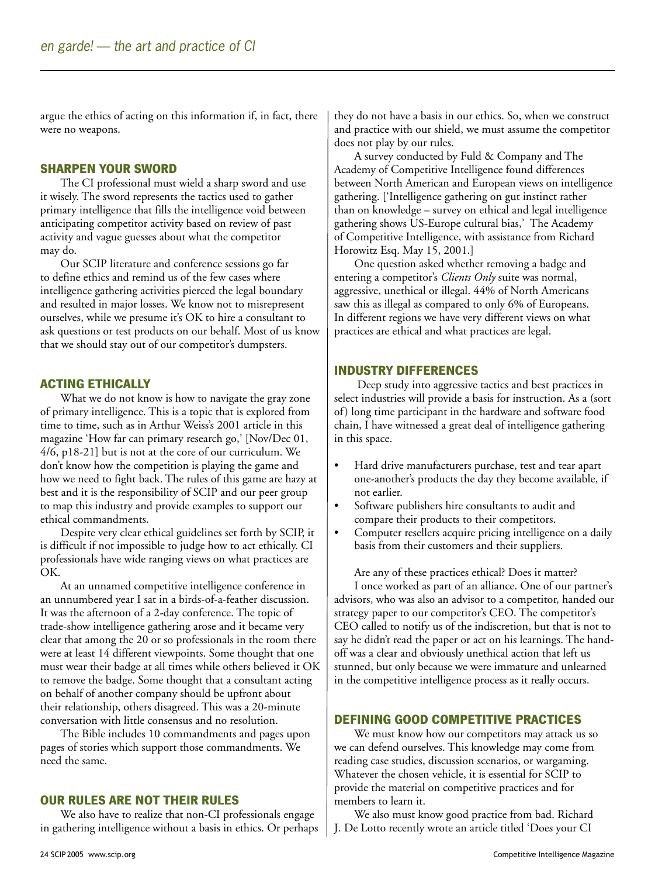argue the ethics of acting on this information if, in fact, there were no weapons.

## SHARPEN YOUR SWORD

The CI professional must wield a sharp sword and use it wisely. The sword represents the tactics used to gather primary intelligence that fills the intelligence void between anticipating competitor activity based on review of past activity and vague guesses about what the competitor may do.

Our SCIP literature and conference sessions go far to define ethics and remind us of the few cases where intelligence gathering activities pierced the legal boundary and resulted in major losses. We know not to misrepresent ourselves, while we presume it's OK to hire a consultant to ask questions or test products on our behalf. Most of us know that we should stay out of our competitor's dumpsters.

## ACTING ETHICALLY

What we do not know is how to navigate the gray zone of primary intelligence. This is a topic that is explored from time to time, such as in Arthur Weiss's 2001 article in this magazine 'How far can primary research go,' [Nov/Dec 01, 4/6, p18-21] but is not at the core of our curriculum. We don't know how the competition is playing the game and how we need to fight back. The rules of this game are hazy at best and it is the responsibility of SCIP and our peer group to map this industry and provide examples to support our ethical commandments.

Despite very clear ethical guidelines set forth by SCIP, it is difficult if not impossible to judge how to act ethically. CI professionals have wide ranging views on what practices are OK.

At an unnamed competitive intelligence conference in an unnumbered year I sat in a birds-of-a-feather discussion. It was the afternoon of a 2-day conference. The topic of trade-show intelligence gathering arose and it became very clear that among the 20 or so professionals in the room there were at least 14 different viewpoints. Some thought that one must wear their badge at all times while others believed it OK to remove the badge. Some thought that a consultant acting on behalf of another company should be upfront about their relationship, others disagreed. This was a 20-minute conversation with little consensus and no resolution.

The Bible includes 10 commandments and pages upon pages of stories which support those commandments. We need the same.

## OUR RULES ARE NOT THEIR RULES

We also have to realize that non-CI professionals engage in gathering intelligence without a basis in ethics. Or perhaps they do not have a basis in our ethics. So, when we construct and practice with our shield, we must assume the competitor does not play by our rules.

A survey conducted by Fuld & Company and The Academy of Competitive Intelligence found differences between North American and European views on intelligence gathering. ['Intelligence gathering on gut instinct rather than on knowledge – survey on ethical and legal intelligence gathering shows US-Europe cultural bias,' The Academy of Competitive Intelligence, with assistance from Richard Horowitz Esq. May 15, 2001.]

One question asked whether removing a badge and entering a competitor's *Clients Only* suite was normal, aggressive, unethical or illegal. 44% of North Americans saw this as illegal as compared to only 6% of Europeans. In different regions we have very different views on what practices are ethical and what practices are legal.

## INDUSTRY DIFFERENCES

Deep study into aggressive tactics and best practices in select industries will provide a basis for instruction. As a (sort of) long time participant in the hardware and software food chain, I have witnessed a great deal of intelligence gathering in this space.

- Hard drive manufacturers purchase, test and tear apart one-another's products the day they become available, if not earlier.
- Software publishers hire consultants to audit and compare their products to their competitors.
- Computer resellers acquire pricing intelligence on a daily basis from their customers and their suppliers.

Are any of these practices ethical? Does it matter?

I once worked as part of an alliance. One of our partner's advisors, who was also an advisor to a competitor, handed our strategy paper to our competitor's CEO. The competitor's CEO called to notify us of the indiscretion, but that is not to say he didn't read the paper or act on his learnings. The hand-off was a clear and obviously unethical action that left us stunned, but only because we were immature and unlearned in the competitive intelligence process as it really occurs.

## DEFINING GOOD COMPETITIVE PRACTICES

We must know how our competitors may attack us so we can defend ourselves. This knowledge may come from reading case studies, discussion scenarios, or wargaming. Whatever the chosen vehicle, it is essential for SCIP to provide the material on competitive practices and for members to learn it.

We also must know good practice from bad. Richard J. De Lotto recently wrote an article titled 'Does your CI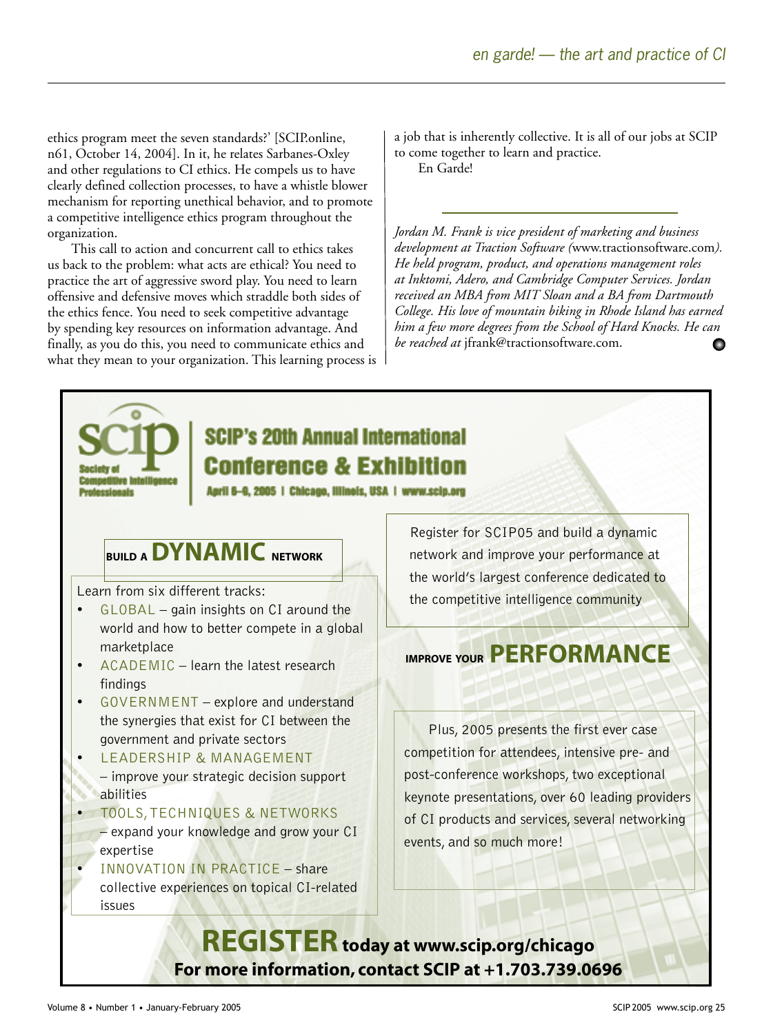ethics program meet the seven standards?' [SCIP.online, n61, October 14, 2004]. In it, he relates Sarbanes-Oxley and other regulations to CI ethics. He compels us to have clearly defined collection processes, to have a whistle blower mechanism for reporting unethical behavior, and to promote a competitive intelligence ethics program throughout the organization.

This call to action and concurrent call to ethics takes us back to the problem: what acts are ethical? You need to practice the art of aggressive sword play. You need to learn offensive and defensive moves which straddle both sides of the ethics fence. You need to seek competitive advantage by spending key resources on information advantage. And finally, as you do this, you need to communicate ethics and what they mean to your organization. This learning process is a job that is inherently collective. It is all of our jobs at SCIP to come together to learn and practice.

En Garde!

---

*Jordan M. Frank is vice president of marketing and business development at Traction Software (*www.tractionsoftware.com*). He held program, product, and operations management roles at Inktomi, Adero, and Cambridge Computer Services. Jordan received an MBA from MIT Sloan and a BA from Dartmouth College. His love of mountain biking in Rhode Island has earned him a few more degrees from the School of Hard Knocks. He can be reached at* jfrank@tractionsoftware.com.

---

scip
Society of Competitive Intelligence Professionals

## SCIP's 20th Annual International Conference & Exhibition

April 6–9, 2005 | Chicago, Illinois, USA | www.scip.org

### BUILD A DYNAMIC NETWORK

Learn from six different tracks:

- GLOBAL – gain insights on CI around the world and how to better compete in a global marketplace
- ACADEMIC – learn the latest research findings
- GOVERNMENT – explore and understand the synergies that exist for CI between the government and private sectors
- LEADERSHIP & MANAGEMENT – improve your strategic decision support abilities
- TOOLS, TECHNIQUES & NETWORKS – expand your knowledge and grow your CI expertise
- INNOVATION IN PRACTICE – share collective experiences on topical CI-related issues

Register for SCIP05 and build a dynamic network and improve your performance at the world's largest conference dedicated to the competitive intelligence community

### IMPROVE YOUR PERFORMANCE

Plus, 2005 presents the first ever case competition for attendees, intensive pre- and post-conference workshops, two exceptional keynote presentations, over 60 leading providers of CI products and services, several networking events, and so much more!

**REGISTER today at www.scip.org/chicago**

**For more information, contact SCIP at +1.703.739.0696**